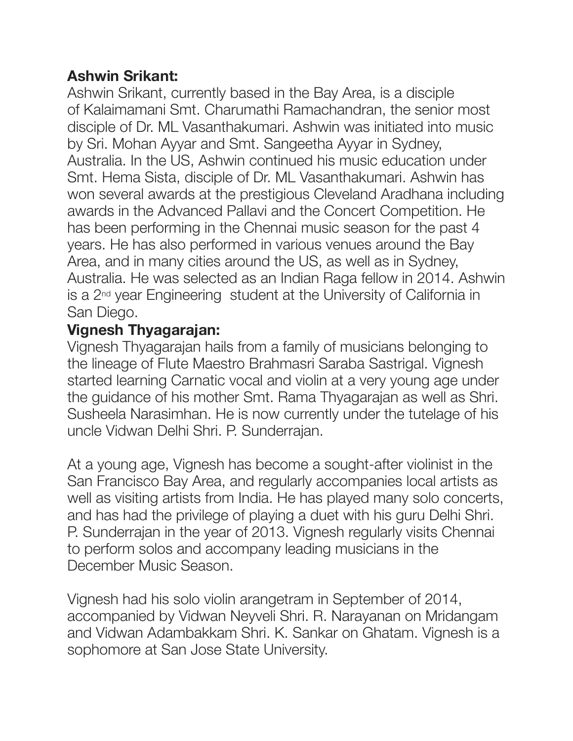**Ashwin Srikant:**

Ashwin Srikant, currently based in the Bay Area, is a disciple of Kalaimamani Smt. Charumathi Ramachandran, the senior most disciple of Dr. ML Vasanthakumari. Ashwin was initiated into music by Sri. Mohan Ayyar and Smt. Sangeetha Ayyar in Sydney, Australia. In the US, Ashwin continued his music education under Smt. Hema Sista, disciple of Dr. ML Vasanthakumari. Ashwin has won several awards at the prestigious Cleveland Aradhana including awards in the Advanced Pallavi and the Concert Competition. He has been performing in the Chennai music season for the past 4 years. He has also performed in various venues around the Bay Area, and in many cities around the US, as well as in Sydney, Australia. He was selected as an Indian Raga fellow in 2014. Ashwin is a 2nd year Engineering student at the University of California in San Diego.

**Vignesh Thyagarajan:**

Vignesh Thyagarajan hails from a family of musicians belonging to the lineage of Flute Maestro Brahmasri Saraba Sastrigal. Vignesh started learning Carnatic vocal and violin at a very young age under the guidance of his mother Smt. Rama Thyagarajan as well as Shri. Susheela Narasimhan. He is now currently under the tutelage of his uncle Vidwan Delhi Shri. P. Sunderrajan.

At a young age, Vignesh has become a sought-after violinist in the San Francisco Bay Area, and regularly accompanies local artists as well as visiting artists from India. He has played many solo concerts, and has had the privilege of playing a duet with his guru Delhi Shri. P. Sunderrajan in the year of 2013. Vignesh regularly visits Chennai to perform solos and accompany leading musicians in the December Music Season.

Vignesh had his solo violin arangetram in September of 2014, accompanied by Vidwan Neyveli Shri. R. Narayanan on Mridangam and Vidwan Adambakkam Shri. K. Sankar on Ghatam. Vignesh is a sophomore at San Jose State University.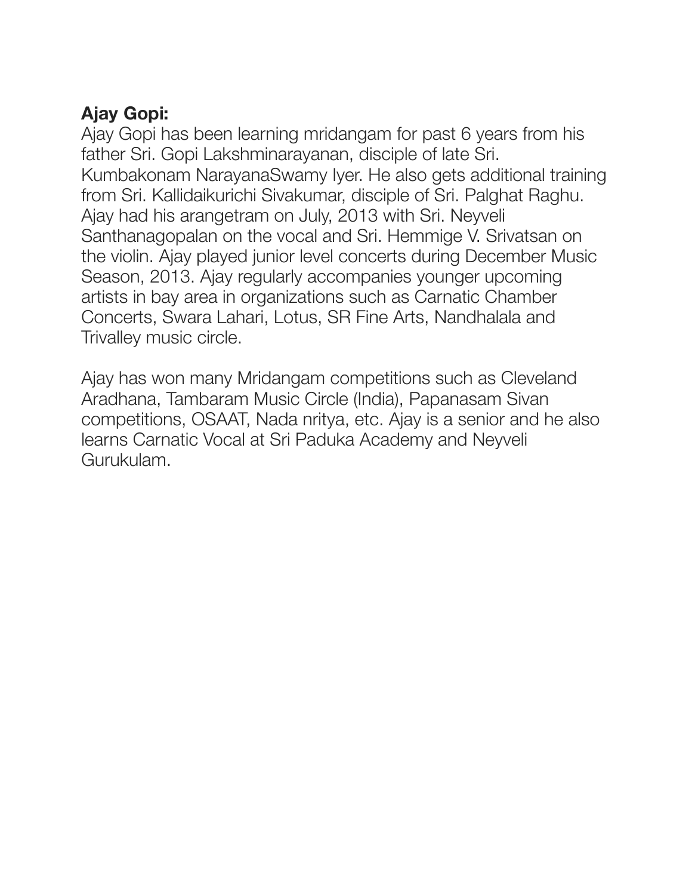**Ajay Gopi:**

Ajay Gopi has been learning mridangam for past 6 years from his father Sri. Gopi Lakshminarayanan, disciple of late Sri. Kumbakonam NarayanaSwamy Iyer. He also gets additional training from Sri. Kallidaikurichi Sivakumar, disciple of Sri. Palghat Raghu. Ajay had his arangetram on July, 2013 with Sri. Neyveli Santhanagopalan on the vocal and Sri. Hemmige V. Srivatsan on the violin. Ajay played junior level concerts during December Music Season, 2013. Ajay regularly accompanies younger upcoming artists in bay area in organizations such as Carnatic Chamber Concerts, Swara Lahari, Lotus, SR Fine Arts, Nandhalala and Trivalley music circle.

Ajay has won many Mridangam competitions such as Cleveland Aradhana, Tambaram Music Circle (India), Papanasam Sivan competitions, OSAAT, Nada nritya, etc. Ajay is a senior and he also learns Carnatic Vocal at Sri Paduka Academy and Neyveli Gurukulam.